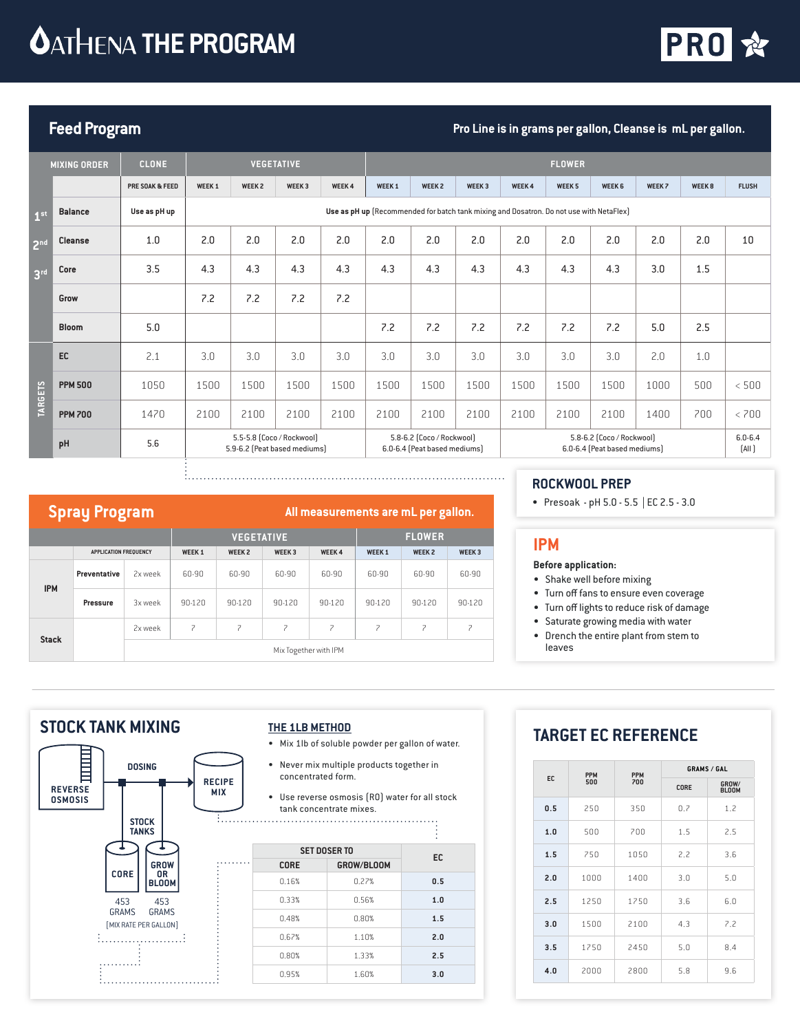# ATHENA THE PROGRAM

PRO

## Feed Program

Pro Line is in grams per gallon, Cleanse is mL per gallon.

| | MIXING ORDER | CLONE | VEGETATIVE | | | | FLOWER | | | | | | | | |
|---|---|---|---|---|---|---|---|---|---|---|---|---|---|---|---|
| | | PRE SOAK & FEED | WEEK 1 | WEEK 2 | WEEK 3 | WEEK 4 | WEEK 1 | WEEK 2 | WEEK 3 | WEEK 4 | WEEK 5 | WEEK 6 | WEEK 7 | WEEK 8 | FLUSH |
| 1st | Balance | Use as pH up | Use as pH up (Recommended for batch tank mixing and Dosatron. Do not use with NetaFlex) | | | | | | | | | | | | |
| 2nd | Cleanse | 1.0 | 2.0 | 2.0 | 2.0 | 2.0 | 2.0 | 2.0 | 2.0 | 2.0 | 2.0 | 2.0 | 2.0 | 2.0 | 10 |
| 3rd | Core | 3.5 | 4.3 | 4.3 | 4.3 | 4.3 | 4.3 | 4.3 | 4.3 | 4.3 | 4.3 | 4.3 | 3.0 | 1.5 | |
| | Grow | | 7.2 | 7.2 | 7.2 | 7.2 | | | | | | | | | |
| | Bloom | 5.0 | | | | | 7.2 | 7.2 | 7.2 | 7.2 | 7.2 | 7.2 | 5.0 | 2.5 | |
| TARGETS | EC | 2.1 | 3.0 | 3.0 | 3.0 | 3.0 | 3.0 | 3.0 | 3.0 | 3.0 | 3.0 | 3.0 | 2.0 | 1.0 | |
| TARGETS | PPM 500 | 1050 | 1500 | 1500 | 1500 | 1500 | 1500 | 1500 | 1500 | 1500 | 1500 | 1500 | 1000 | 500 | < 500 |
| TARGETS | PPM 700 | 1470 | 2100 | 2100 | 2100 | 2100 | 2100 | 2100 | 2100 | 2100 | 2100 | 2100 | 1400 | 700 | < 700 |
| TARGETS | pH | 5.6 | 5.5-5.8 (Coco / Rockwool) 5.9-6.2 (Peat based mediums) | | | | 5.8-6.2 (Coco / Rockwool) 6.0-6.4 (Peat based mediums) | | | 5.8-6.2 (Coco / Rockwool) 6.0-6.4 (Peat based mediums) | | | | | 6.0-6.4 (All) |

## Spray Program

All measurements are mL per gallon.

| | | APPLICATION FREQUENCY | VEGETATIVE WEEK 1 | VEGETATIVE WEEK 2 | VEGETATIVE WEEK 3 | VEGETATIVE WEEK 4 | FLOWER WEEK 1 | FLOWER WEEK 2 | FLOWER WEEK 3 |
|---|---|---|---|---|---|---|---|---|---|
| IPM | Preventative | 2x week | 60-90 | 60-90 | 60-90 | 60-90 | 60-90 | 60-90 | 60-90 |
| IPM | Pressure | 3x week | 90-120 | 90-120 | 90-120 | 90-120 | 90-120 | 90-120 | 90-120 |
| Stack | | 2x week | 7 | 7 | 7 | 7 | 7 | 7 | 7 |
| Stack | | Mix Together with IPM | | | | | | | |

## ROCKWOOL PREP

- Presoak - pH 5.0 - 5.5 | EC 2.5 - 3.0

## IPM

**Before application:**

- Shake well before mixing
- Turn off fans to ensure even coverage
- Turn off lights to reduce risk of damage
- Saturate growing media with water
- Drench the entire plant from stem to leaves

## STOCK TANK MIXING

REVERSE OSMOSIS → DOSING → RECIPE MIX

STOCK TANKS: CORE — 453 GRAMS; GROW OR BLOOM — 453 GRAMS [MIX RATE PER GALLON]

### THE 1LB METHOD

- Mix 1lb of soluble powder per gallon of water.
- Never mix multiple products together in concentrated form.
- Use reverse osmosis (RO) water for all stock tank concentrate mixes.

| SET DOSER TO CORE | SET DOSER TO GROW/BLOOM | EC |
|---|---|---|
| 0.16% | 0.27% | 0.5 |
| 0.33% | 0.56% | 1.0 |
| 0.48% | 0.80% | 1.5 |
| 0.67% | 1.10% | 2.0 |
| 0.80% | 1.33% | 2.5 |
| 0.95% | 1.60% | 3.0 |

## TARGET EC REFERENCE

| EC | PPM 500 | PPM 700 | GRAMS / GAL CORE | GRAMS / GAL GROW/ BLOOM |
|---|---|---|---|---|
| 0.5 | 250 | 350 | 0.7 | 1.2 |
| 1.0 | 500 | 700 | 1.5 | 2.5 |
| 1.5 | 750 | 1050 | 2.2 | 3.6 |
| 2.0 | 1000 | 1400 | 3.0 | 5.0 |
| 2.5 | 1250 | 1750 | 3.6 | 6.0 |
| 3.0 | 1500 | 2100 | 4.3 | 7.2 |
| 3.5 | 1750 | 2450 | 5.0 | 8.4 |
| 4.0 | 2000 | 2800 | 5.8 | 9.6 |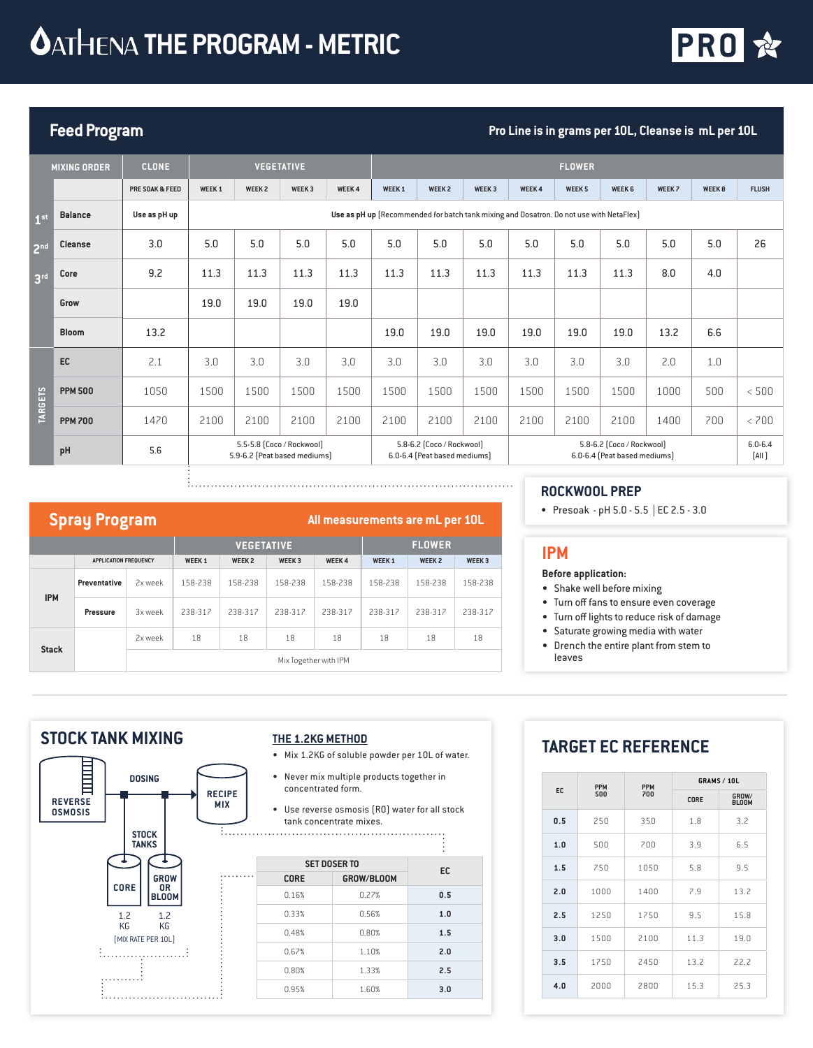# ATHENA THE PROGRAM - METRIC

PRO

## Feed Program

Pro Line is in grams per 10L, Cleanse is mL per 10L

| MIXING ORDER | | CLONE | VEGETATIVE | | | | FLOWER | | | | | | | | |
|---|---|---|---|---|---|---|---|---|---|---|---|---|---|---|---|
| | | PRE SOAK & FEED | WEEK 1 | WEEK 2 | WEEK 3 | WEEK 4 | WEEK 1 | WEEK 2 | WEEK 3 | WEEK 4 | WEEK 5 | WEEK 6 | WEEK 7 | WEEK 8 | FLUSH |
| 1st | Balance | Use as pH up | Use as pH up (Recommended for batch tank mixing and Dosatron. Do not use with NetaFlex) | | | | | | | | | | | | |
| 2nd | Cleanse | 3.0 | 5.0 | 5.0 | 5.0 | 5.0 | 5.0 | 5.0 | 5.0 | 5.0 | 5.0 | 5.0 | 5.0 | 5.0 | 26 |
| 3rd | Core | 9.2 | 11.3 | 11.3 | 11.3 | 11.3 | 11.3 | 11.3 | 11.3 | 11.3 | 11.3 | 11.3 | 8.0 | 4.0 | |
| | Grow | | 19.0 | 19.0 | 19.0 | 19.0 | | | | | | | | | |
| | Bloom | 13.2 | | | | | 19.0 | 19.0 | 19.0 | 19.0 | 19.0 | 19.0 | 13.2 | 6.6 | |
| TARGETS | EC | 2.1 | 3.0 | 3.0 | 3.0 | 3.0 | 3.0 | 3.0 | 3.0 | 3.0 | 3.0 | 3.0 | 2.0 | 1.0 | |
| | PPM 500 | 1050 | 1500 | 1500 | 1500 | 1500 | 1500 | 1500 | 1500 | 1500 | 1500 | 1500 | 1000 | 500 | < 500 |
| | PPM 700 | 1470 | 2100 | 2100 | 2100 | 2100 | 2100 | 2100 | 2100 | 2100 | 2100 | 2100 | 1400 | 700 | < 700 |
| | pH | 5.6 | 5.5-5.8 (Coco / Rockwool) 5.9-6.2 (Peat based mediums) | | | | 5.8-6.2 (Coco / Rockwool) 6.0-6.4 (Peat based mediums) | | | 5.8-6.2 (Coco / Rockwool) 6.0-6.4 (Peat based mediums) | | | | | 6.0-6.4 (All) |

## Spray Program

All measurements are mL per 10L

| | | | VEGETATIVE | | | | FLOWER | | |
|---|---|---|---|---|---|---|---|---|---|
| | APPLICATION FREQUENCY | | WEEK 1 | WEEK 2 | WEEK 3 | WEEK 4 | WEEK 1 | WEEK 2 | WEEK 3 |
| IPM | Preventative | 2x week | 158-238 | 158-238 | 158-238 | 158-238 | 158-238 | 158-238 | 158-238 |
| | Pressure | 3x week | 238-317 | 238-317 | 238-317 | 238-317 | 238-317 | 238-317 | 238-317 |
| Stack | | 2x week | 18 | 18 | 18 | 18 | 18 | 18 | 18 |
| | | Mix Together with IPM | | | | | | | |

## ROCKWOOL PREP

- Presoak - pH 5.0 - 5.5 | EC 2.5 - 3.0

## IPM

**Before application:**

- Shake well before mixing
- Turn off fans to ensure even coverage
- Turn off lights to reduce risk of damage
- Saturate growing media with water
- Drench the entire plant from stem to leaves

## STOCK TANK MIXING

REVERSE OSMOSIS → DOSING → RECIPE MIX

STOCK TANKS: CORE 1.2 KG, GROW OR BLOOM 1.2 KG [MIX RATE PER 10L]

### THE 1.2KG METHOD

- Mix 1.2KG of soluble powder per 10L of water.
- Never mix multiple products together in concentrated form.
- Use reverse osmosis (RO) water for all stock tank concentrate mixes.

| SET DOSER TO | | EC |
|---|---|---|
| CORE | GROW/BLOOM | |
| 0.16% | 0.27% | 0.5 |
| 0.33% | 0.56% | 1.0 |
| 0.48% | 0.80% | 1.5 |
| 0.67% | 1.10% | 2.0 |
| 0.80% | 1.33% | 2.5 |
| 0.95% | 1.60% | 3.0 |

## TARGET EC REFERENCE

| EC | PPM 500 | PPM 700 | GRAMS / 10L | |
|---|---|---|---|---|
| | | | CORE | GROW/ BLOOM |
| 0.5 | 250 | 350 | 1.8 | 3.2 |
| 1.0 | 500 | 700 | 3.9 | 6.5 |
| 1.5 | 750 | 1050 | 5.8 | 9.5 |
| 2.0 | 1000 | 1400 | 7.9 | 13.2 |
| 2.5 | 1250 | 1750 | 9.5 | 15.8 |
| 3.0 | 1500 | 2100 | 11.3 | 19.0 |
| 3.5 | 1750 | 2450 | 13.2 | 22.2 |
| 4.0 | 2000 | 2800 | 15.3 | 25.3 |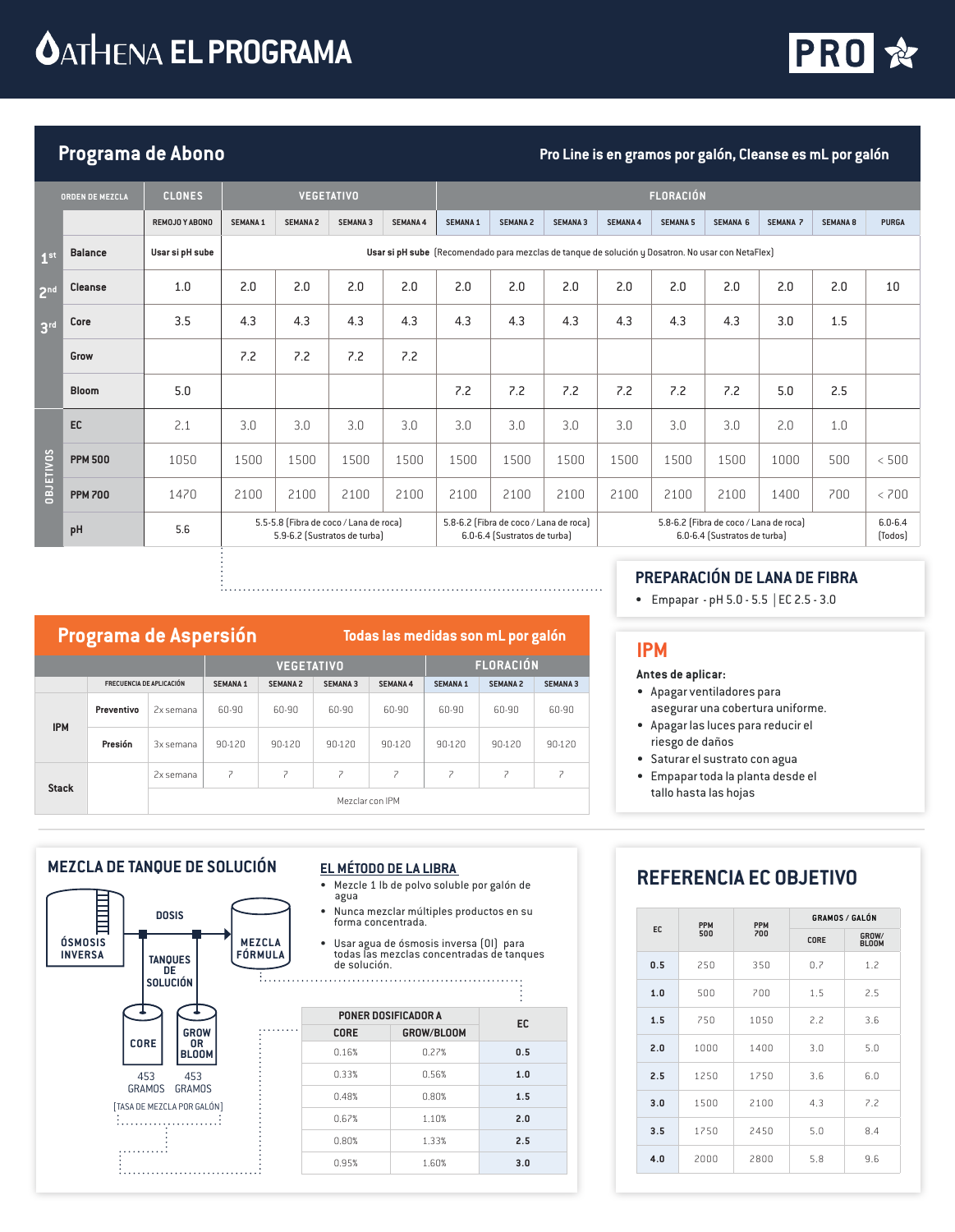# ATHENA EL PROGRAMA

PRO

## Programa de Abono

Pro Line is en gramos por galón, Cleanse es mL por galón

| | ORDEN DE MEZCLA | CLONES | VEGETATIVO | | | | FLORACIÓN | | | | | | | | |
|---|---|---|---|---|---|---|---|---|---|---|---|---|---|---|---|
| | | REMOJO Y ABONO | SEMANA 1 | SEMANA 2 | SEMANA 3 | SEMANA 4 | SEMANA 1 | SEMANA 2 | SEMANA 3 | SEMANA 4 | SEMANA 5 | SEMANA 6 | SEMANA 7 | SEMANA 8 | PURGA |
| 1st | Balance | Usar si pH sube | **Usar si pH sube** (Recomendado para mezclas de tanque de solución y Dosatron. No usar con NetaFlex) | | | | | | | | | | | | |
| 2nd | Cleanse | 1.0 | 2.0 | 2.0 | 2.0 | 2.0 | 2.0 | 2.0 | 2.0 | 2.0 | 2.0 | 2.0 | 2.0 | 2.0 | 10 |
| 3rd | Core | 3.5 | 4.3 | 4.3 | 4.3 | 4.3 | 4.3 | 4.3 | 4.3 | 4.3 | 4.3 | 4.3 | 3.0 | 1.5 | |
| | Grow | | 7.2 | 7.2 | 7.2 | 7.2 | | | | | | | | | |
| | Bloom | 5.0 | | | | | 7.2 | 7.2 | 7.2 | 7.2 | 7.2 | 7.2 | 5.0 | 2.5 | |
| OBJETIVOS | EC | 2.1 | 3.0 | 3.0 | 3.0 | 3.0 | 3.0 | 3.0 | 3.0 | 3.0 | 3.0 | 3.0 | 2.0 | 1.0 | |
| | PPM 500 | 1050 | 1500 | 1500 | 1500 | 1500 | 1500 | 1500 | 1500 | 1500 | 1500 | 1500 | 1000 | 500 | < 500 |
| | PPM 700 | 1470 | 2100 | 2100 | 2100 | 2100 | 2100 | 2100 | 2100 | 2100 | 2100 | 2100 | 1400 | 700 | < 700 |
| | pH | 5.6 | 5.5-5.8 (Fibra de coco / Lana de roca) 5.9-6.2 (Sustratos de turba) | | | | 5.8-6.2 (Fibra de coco / Lana de roca) 6.0-6.4 (Sustratos de turba) | | | 5.8-6.2 (Fibra de coco / Lana de roca) 6.0-6.4 (Sustratos de turba) | | | | | 6.0-6.4 (Todos) |

## PREPARACIÓN DE LANA DE FIBRA

- Empapar - pH 5.0 - 5.5 | EC 2.5 - 3.0

## Programa de Aspersión

Todas las medidas son mL por galón

| | | | VEGETATIVO | | | | FLORACIÓN | | |
|---|---|---|---|---|---|---|---|---|---|
| | FRECUENCIA DE APLICACIÓN | | SEMANA 1 | SEMANA 2 | SEMANA 3 | SEMANA 4 | SEMANA 1 | SEMANA 2 | SEMANA 3 |
| IPM | Preventivo | 2x semana | 60-90 | 60-90 | 60-90 | 60-90 | 60-90 | 60-90 | 60-90 |
| | Presión | 3x semana | 90-120 | 90-120 | 90-120 | 90-120 | 90-120 | 90-120 | 90-120 |
| Stack | | 2x semana | 7 | 7 | 7 | 7 | 7 | 7 | 7 |
| | | Mezclar con IPM | | | | | | | |

## IPM

**Antes de aplicar:**

- Apagar ventiladores para asegurar una cobertura uniforme.
- Apagar las luces para reducir el riesgo de daños
- Saturar el sustrato con agua
- Empapar toda la planta desde el tallo hasta las hojas

## MEZCLA DE TANQUE DE SOLUCIÓN

ÓSMOSIS INVERSA — DOSIS — MEZCLA FÓRMULA

TANQUES DE SOLUCIÓN: CORE 453 GRAMOS; GROW OR BLOOM 453 GRAMOS

[TASA DE MEZCLA POR GALÓN]

### EL MÉTODO DE LA LIBRA

- Mezcle 1 lb de polvo soluble por galón de agua
- Nunca mezclar múltiples productos en su forma concentrada.
- Usar agua de ósmosis inversa (OI) para todas las mezclas concentradas de tanques de solución.

| PONER DOSIFICADOR A | | EC |
|---|---|---|
| CORE | GROW/BLOOM | |
| 0.16% | 0.27% | 0.5 |
| 0.33% | 0.56% | 1.0 |
| 0.48% | 0.80% | 1.5 |
| 0.67% | 1.10% | 2.0 |
| 0.80% | 1.33% | 2.5 |
| 0.95% | 1.60% | 3.0 |

## REFERENCIA EC OBJETIVO

| EC | PPM 500 | PPM 700 | GRAMOS / GALÓN | |
|---|---|---|---|---|
| | | | CORE | GROW/ BLOOM |
| 0.5 | 250 | 350 | 0.7 | 1.2 |
| 1.0 | 500 | 700 | 1.5 | 2.5 |
| 1.5 | 750 | 1050 | 2.2 | 3.6 |
| 2.0 | 1000 | 1400 | 3.0 | 5.0 |
| 2.5 | 1250 | 1750 | 3.6 | 6.0 |
| 3.0 | 1500 | 2100 | 4.3 | 7.2 |
| 3.5 | 1750 | 2450 | 5.0 | 8.4 |
| 4.0 | 2000 | 2800 | 5.8 | 9.6 |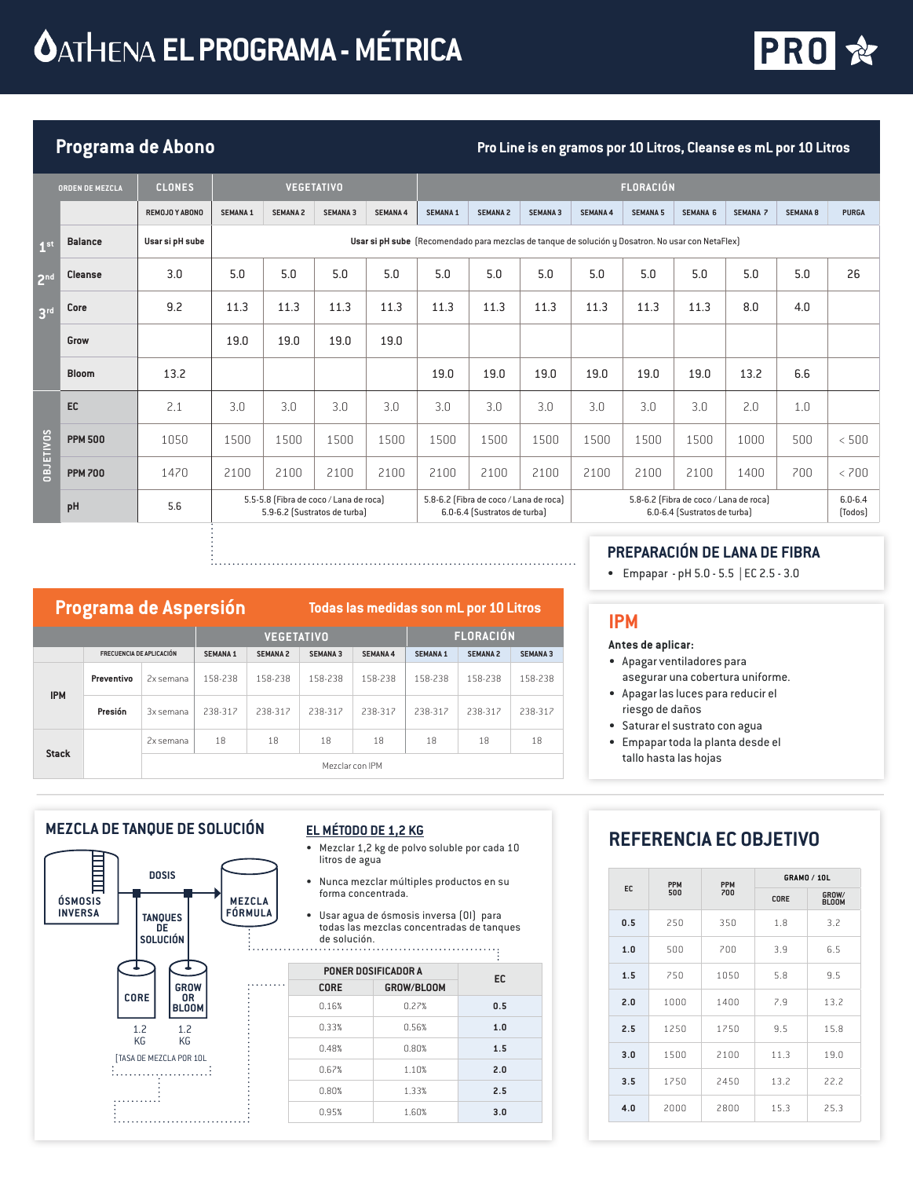# ATHENA EL PROGRAMA - MÉTRICA

PRO

## Programa de Abono

Pro Line is en gramos por 10 Litros, Cleanse es mL por 10 Litros

| ORDEN DE MEZCLA | | CLONES | VEGETATIVO | | | | FLORACIÓN | | | | | | | | |
|---|---|---|---|---|---|---|---|---|---|---|---|---|---|---|---|
| | | REMOJO Y ABONO | SEMANA 1 | SEMANA 2 | SEMANA 3 | SEMANA 4 | SEMANA 1 | SEMANA 2 | SEMANA 3 | SEMANA 4 | SEMANA 5 | SEMANA 6 | SEMANA 7 | SEMANA 8 | PURGA |
| 1st | Balance | Usar si pH sube | Usar si pH sube (Recomendado para mezclas de tanque de solución y Dosatron. No usar con NetaFlex) | | | | | | | | | | | | |
| 2nd | Cleanse | 3.0 | 5.0 | 5.0 | 5.0 | 5.0 | 5.0 | 5.0 | 5.0 | 5.0 | 5.0 | 5.0 | 5.0 | 5.0 | 26 |
| 3rd | Core | 9.2 | 11.3 | 11.3 | 11.3 | 11.3 | 11.3 | 11.3 | 11.3 | 11.3 | 11.3 | 11.3 | 8.0 | 4.0 | |
| | Grow | | 19.0 | 19.0 | 19.0 | 19.0 | | | | | | | | | |
| | Bloom | 13.2 | | | | | 19.0 | 19.0 | 19.0 | 19.0 | 19.0 | 19.0 | 13.2 | 6.6 | |
| OBJETIVOS | EC | 2.1 | 3.0 | 3.0 | 3.0 | 3.0 | 3.0 | 3.0 | 3.0 | 3.0 | 3.0 | 3.0 | 2.0 | 1.0 | |
| | PPM 500 | 1050 | 1500 | 1500 | 1500 | 1500 | 1500 | 1500 | 1500 | 1500 | 1500 | 1500 | 1000 | 500 | < 500 |
| | PPM 700 | 1470 | 2100 | 2100 | 2100 | 2100 | 2100 | 2100 | 2100 | 2100 | 2100 | 2100 | 1400 | 700 | < 700 |
| | pH | 5.6 | 5.5-5.8 (Fibra de coco / Lana de roca) 5.9-6.2 (Sustratos de turba) | | | | 5.8-6.2 (Fibra de coco / Lana de roca) 6.0-6.4 (Sustratos de turba) | | | 5.8-6.2 (Fibra de coco / Lana de roca) 6.0-6.4 (Sustratos de turba) | | | | | 6.0-6.4 (Todos) |

## PREPARACIÓN DE LANA DE FIBRA

- Empapar - pH 5.0 - 5.5 | EC 2.5 - 3.0

## Programa de Aspersión

Todas las medidas son mL por 10 Litros

| | | FRECUENCIA DE APLICACIÓN | VEGETATIVO | | | | FLORACIÓN | | |
|---|---|---|---|---|---|---|---|---|---|
| | | | SEMANA 1 | SEMANA 2 | SEMANA 3 | SEMANA 4 | SEMANA 1 | SEMANA 2 | SEMANA 3 |
| IPM | Preventivo | 2x semana | 158-238 | 158-238 | 158-238 | 158-238 | 158-238 | 158-238 | 158-238 |
| | Presión | 3x semana | 238-317 | 238-317 | 238-317 | 238-317 | 238-317 | 238-317 | 238-317 |
| Stack | | 2x semana | 18 | 18 | 18 | 18 | 18 | 18 | 18 |
| | | Mezclar con IPM | | | | | | | |

## IPM

**Antes de aplicar:**

- Apagar ventiladores para asegurar una cobertura uniforme.
- Apagar las luces para reducir el riesgo de daños
- Saturar el sustrato con agua
- Empapar toda la planta desde el tallo hasta las hojas

## MEZCLA DE TANQUE DE SOLUCIÓN

ÓSMOSIS INVERSA → DOSIS → MEZCLA FÓRMULA

TANQUES DE SOLUCIÓN: CORE 1.2 KG; GROW OR BLOOM 1.2 KG

(TASA DE MEZCLA POR 10L)

### EL MÉTODO DE 1,2 KG

- Mezclar 1,2 kg de polvo soluble por cada 10 litros de agua
- Nunca mezclar múltiples productos en su forma concentrada.
- Usar agua de ósmosis inversa (OI) para todas las mezclas concentradas de tanques de solución.

| PONER DOSIFICADOR A | | EC |
|---|---|---|
| CORE | GROW/BLOOM | |
| 0.16% | 0.27% | 0.5 |
| 0.33% | 0.56% | 1.0 |
| 0.48% | 0.80% | 1.5 |
| 0.67% | 1.10% | 2.0 |
| 0.80% | 1.33% | 2.5 |
| 0.95% | 1.60% | 3.0 |

## REFERENCIA EC OBJETIVO

| EC | PPM 500 | PPM 700 | GRAMO / 10L | |
|---|---|---|---|---|
| | | | CORE | GROW/ BLOOM |
| 0.5 | 250 | 350 | 1.8 | 3.2 |
| 1.0 | 500 | 700 | 3.9 | 6.5 |
| 1.5 | 750 | 1050 | 5.8 | 9.5 |
| 2.0 | 1000 | 1400 | 7.9 | 13.2 |
| 2.5 | 1250 | 1750 | 9.5 | 15.8 |
| 3.0 | 1500 | 2100 | 11.3 | 19.0 |
| 3.5 | 1750 | 2450 | 13.2 | 22.2 |
| 4.0 | 2000 | 2800 | 15.3 | 25.3 |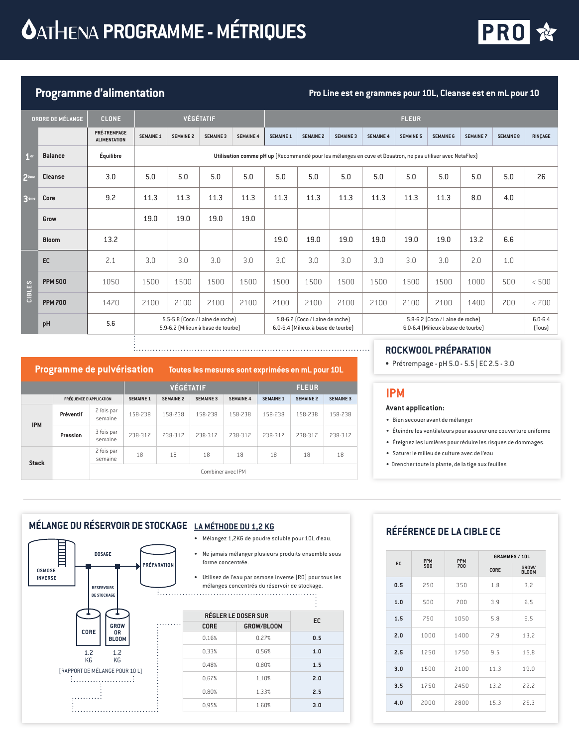# ATHENA PROGRAMME - MÉTRIQUES

PRO

## Programme d'alimentation

Pro Line est en grammes pour 10L, Cleanse est en mL pour 10

| ORDRE DE MÉLANGE | | CLONE | VÉGÉTATIF | | | | FLEUR | | | | | | | | |
|---|---|---|---|---|---|---|---|---|---|---|---|---|---|---|---|
| | | PRÉ-TREMPAGE ALIMENTATION | SEMAINE 1 | SEMAINE 2 | SEMAINE 3 | SEMAINE 4 | SEMAINE 1 | SEMAINE 2 | SEMAINE 3 | SEMAINE 4 | SEMAINE 5 | SEMAINE 6 | SEMAINE 7 | SEMAINE 8 | RINÇAGE |
| 1er | Balance | Équilibre | **Utilisation comme pH up** (Recommandé pour les mélanges en cuve et Dosatron, ne pas utiliser avec NetaFlex) | | | | | | | | | | | | |
| 2ème | Cleanse | 3.0 | 5.0 | 5.0 | 5.0 | 5.0 | 5.0 | 5.0 | 5.0 | 5.0 | 5.0 | 5.0 | 5.0 | 5.0 | 26 |
| 3ème | Core | 9.2 | 11.3 | 11.3 | 11.3 | 11.3 | 11.3 | 11.3 | 11.3 | 11.3 | 11.3 | 11.3 | 8.0 | 4.0 | |
| | Grow | | 19.0 | 19.0 | 19.0 | 19.0 | | | | | | | | | |
| | Bloom | 13.2 | | | | | 19.0 | 19.0 | 19.0 | 19.0 | 19.0 | 19.0 | 13.2 | 6.6 | |
| CIBLES | EC | 2.1 | 3.0 | 3.0 | 3.0 | 3.0 | 3.0 | 3.0 | 3.0 | 3.0 | 3.0 | 3.0 | 2.0 | 1.0 | |
| | PPM 500 | 1050 | 1500 | 1500 | 1500 | 1500 | 1500 | 1500 | 1500 | 1500 | 1500 | 1500 | 1000 | 500 | < 500 |
| | PPM 700 | 1470 | 2100 | 2100 | 2100 | 2100 | 2100 | 2100 | 2100 | 2100 | 2100 | 2100 | 1400 | 700 | < 700 |
| | pH | 5.6 | 5.5-5.8 (Coco / Laine de roche) 5.9-6.2 (Milieux à base de tourbe) | | | | 5.8-6.2 (Coco / Laine de roche) 6.0-6.4 (Milieux à base de tourbe) | | | 5.8-6.2 (Coco / Laine de roche) 6.0-6.4 (Milieux à base de tourbe) | | | | | 6.0-6.4 (Tous) |

## ROCKWOOL PRÉPARATION

- Prétrempage - pH 5.0 - 5.5 | EC 2.5 - 3.0

## Programme de pulvérisation

Toutes les mesures sont exprimées en mL pour 10L

| | | | VÉGÉTATIF | | | | FLEUR | | |
|---|---|---|---|---|---|---|---|---|---|
| | FRÉQUENCE D'APPLICATION | | SEMAINE 1 | SEMAINE 2 | SEMAINE 3 | SEMAINE 4 | SEMAINE 1 | SEMAINE 2 | SEMAINE 3 |
| IPM | Préventif | 2 fois par semaine | 158-238 | 158-238 | 158-238 | 158-238 | 158-238 | 158-238 | 158-238 |
| | Pression | 3 fois par semaine | 238-317 | 238-317 | 238-317 | 238-317 | 238-317 | 238-317 | 238-317 |
| Stack | | 2 fois par semaine | 18 | 18 | 18 | 18 | 18 | 18 | 18 |
| | | Combiner avec IPM | | | | | | | |

## IPM

**Avant application:**

- Bien secouer avant de mélanger
- Éteindre les ventilateurs pour assurer une couverture uniforme
- Éteignez les lumières pour réduire les risques de dommages.
- Saturer le milieu de culture avec de l'eau
- Drencher toute la plante, de la tige aux feuilles

## MÉLANGE DU RÉSERVOIR DE STOCKAGE

OSMOSE INVERSE → DOSAGE → PRÉPARATION

RESERVOIRS DE STOCKAGE: CORE (1.2 KG), GROW OR BLOOM (1.2 KG)

(RAPPORT DE MÉLANGE POUR 10 L)

### LA MÉTHODE DU 1,2 KG

- Mélangez 1,2KG de poudre soluble pour 10L d'eau.
- Ne jamais mélanger plusieurs produits ensemble sous forme concentrée.
- Utilisez de l'eau par osmose inverse (RO) pour tous les mélanges concentrés du réservoir de stockage.

| RÉGLER LE DOSER SUR | | EC |
|---|---|---|
| CORE | GROW/BLOOM | |
| 0.16% | 0.27% | 0.5 |
| 0.33% | 0.56% | 1.0 |
| 0.48% | 0.80% | 1.5 |
| 0.67% | 1.10% | 2.0 |
| 0.80% | 1.33% | 2.5 |
| 0.95% | 1.60% | 3.0 |

## RÉFÉRENCE DE LA CIBLE CE

| EC | PPM 500 | PPM 700 | GRAMMES / 10L | |
|---|---|---|---|---|
| | | | CORE | GROW/ BLOOM |
| 0.5 | 250 | 350 | 1.8 | 3.2 |
| 1.0 | 500 | 700 | 3.9 | 6.5 |
| 1.5 | 750 | 1050 | 5.8 | 9.5 |
| 2.0 | 1000 | 1400 | 7.9 | 13.2 |
| 2.5 | 1250 | 1750 | 9.5 | 15.8 |
| 3.0 | 1500 | 2100 | 11.3 | 19.0 |
| 3.5 | 1750 | 2450 | 13.2 | 22.2 |
| 4.0 | 2000 | 2800 | 15.3 | 25.3 |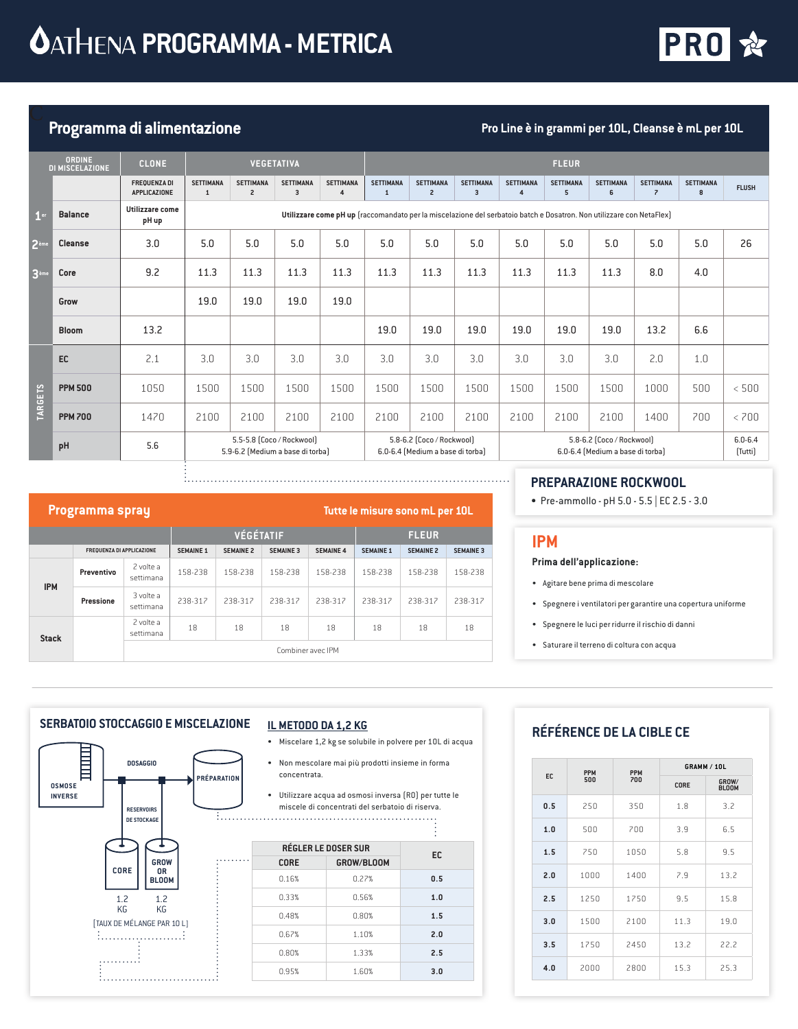# ATHENA PROGRAMMA - METRICA

PRO

## Programma di alimentazione

Pro Line è in grammi per 10L, Cleanse è mL per 10L

| | ORDINE DI MISCELAZIONE | CLONE | VEGETATIVA | | | | FLEUR | | | | | | | | |
|---|---|---|---|---|---|---|---|---|---|---|---|---|---|---|---|
| | | FREQUENZA DI APPLICAZIONE | SETTIMANA 1 | SETTIMANA 2 | SETTIMANA 3 | SETTIMANA 4 | SETTIMANA 1 | SETTIMANA 2 | SETTIMANA 3 | SETTIMANA 4 | SETTIMANA 5 | SETTIMANA 6 | SETTIMANA 7 | SETTIMANA 8 | FLUSH |
| 1er | Balance | Utilizzare come pH up | **Utilizzare come pH up** (raccomandato per la miscelazione del serbatoio batch e Dosatron. Non utilizzare con NetaFlex) | | | | | | | | | | | | |
| 2ème | Cleanse | 3.0 | 5.0 | 5.0 | 5.0 | 5.0 | 5.0 | 5.0 | 5.0 | 5.0 | 5.0 | 5.0 | 5.0 | 5.0 | 26 |
| 3ème | Core | 9.2 | 11.3 | 11.3 | 11.3 | 11.3 | 11.3 | 11.3 | 11.3 | 11.3 | 11.3 | 11.3 | 8.0 | 4.0 | |
| | Grow | | 19.0 | 19.0 | 19.0 | 19.0 | | | | | | | | | |
| | Bloom | 13.2 | | | | | 19.0 | 19.0 | 19.0 | 19.0 | 19.0 | 19.0 | 13.2 | 6.6 | |
| TARGETS | EC | 2.1 | 3.0 | 3.0 | 3.0 | 3.0 | 3.0 | 3.0 | 3.0 | 3.0 | 3.0 | 3.0 | 2.0 | 1.0 | |
| | PPM 500 | 1050 | 1500 | 1500 | 1500 | 1500 | 1500 | 1500 | 1500 | 1500 | 1500 | 1500 | 1000 | 500 | < 500 |
| | PPM 700 | 1470 | 2100 | 2100 | 2100 | 2100 | 2100 | 2100 | 2100 | 2100 | 2100 | 2100 | 1400 | 700 | < 700 |
| | pH | 5.6 | 5.5-5.8 (Coco / Rockwool) 5.9-6.2 (Medium a base di torba) | | | | 5.8-6.2 (Coco / Rockwool) 6.0-6.4 (Medium a base di torba) | | | 5.8-6.2 (Coco / Rockwool) 6.0-6.4 (Medium a base di torba) | | | | | 6.0-6.4 (Tutti) |

## PREPARAZIONE ROCKWOOL

- Pre-ammollo - pH 5.0 - 5.5 | EC 2.5 - 3.0

## Programma spray

Tutte le misure sono mL per 10L

| | | FREQUENZA DI APPLICAZIONE | VÉGÉTATIF SEMAINE 1 | SEMAINE 2 | SEMAINE 3 | SEMAINE 4 | FLEUR SEMAINE 1 | SEMAINE 2 | SEMAINE 3 |
|---|---|---|---|---|---|---|---|---|---|
| IPM | Preventivo | 2 volte a settimana | 158-238 | 158-238 | 158-238 | 158-238 | 158-238 | 158-238 | 158-238 |
| | Pressione | 3 volte a settimana | 238-317 | 238-317 | 238-317 | 238-317 | 238-317 | 238-317 | 238-317 |
| Stack | | 2 volte a settimana | 18 | 18 | 18 | 18 | 18 | 18 | 18 |
| | | | Combiner avec IPM | | | | | | |

## IPM

**Prima dell'applicazione:**

- Agitare bene prima di mescolare
- Spegnere i ventilatori per garantire una copertura uniforme
- Spegnere le luci per ridurre il rischio di danni
- Saturare il terreno di coltura con acqua

## SERBATOIO STOCCAGGIO E MISCELAZIONE

OSMOSE INVERSE → DOSAGGIO → PRÉPARATION

RESERVOIRS DE STOCKAGE: CORE 1.2 KG; GROW OR BLOOM 1.2 KG

[TAUX DE MÉLANGE PAR 10 L]

## IL METODO DA 1,2 KG

- Miscelare 1,2 kg se solubile in polvere per 10L di acqua
- Non mescolare mai più prodotti insieme in forma concentrata.
- Utilizzare acqua ad osmosi inversa (RO) per tutte le miscele di concentrati del serbatoio di riserva.

| RÉGLER LE DOSER SUR CORE | GROW/BLOOM | EC |
|---|---|---|
| 0.16% | 0.27% | 0.5 |
| 0.33% | 0.56% | 1.0 |
| 0.48% | 0.80% | 1.5 |
| 0.67% | 1.10% | 2.0 |
| 0.80% | 1.33% | 2.5 |
| 0.95% | 1.60% | 3.0 |

## RÉFÉRENCE DE LA CIBLE CE

| EC | PPM 500 | PPM 700 | GRAMM / 10L CORE | GROW/ BLOOM |
|---|---|---|---|---|
| 0.5 | 250 | 350 | 1.8 | 3.2 |
| 1.0 | 500 | 700 | 3.9 | 6.5 |
| 1.5 | 750 | 1050 | 5.8 | 9.5 |
| 2.0 | 1000 | 1400 | 7.9 | 13.2 |
| 2.5 | 1250 | 1750 | 9.5 | 15.8 |
| 3.0 | 1500 | 2100 | 11.3 | 19.0 |
| 3.5 | 1750 | 2450 | 13.2 | 22.2 |
| 4.0 | 2000 | 2800 | 15.3 | 25.3 |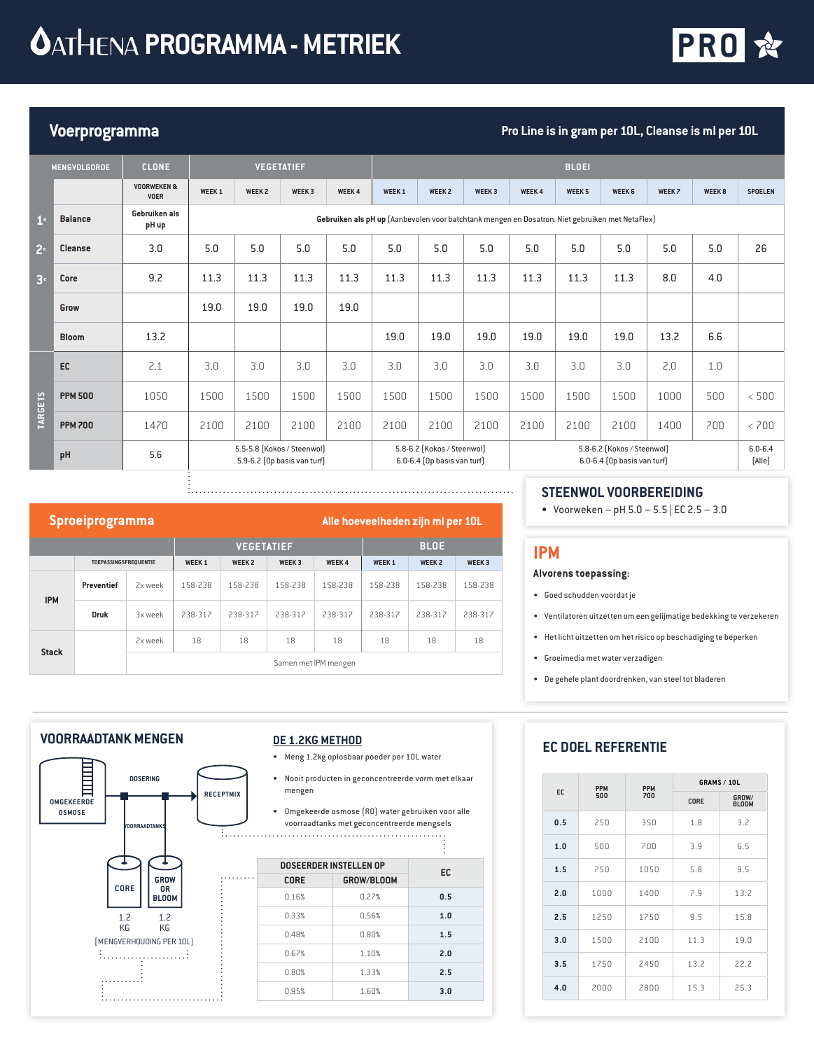# ATHENA PROGRAMMA - METRIEK

PRO

## Voerprogramma

**Pro Line is in gram per 10L, Cleanse is ml per 10L**

| MENGVOLGORDE | | CLONE | VEGETATIEF | | | | BLOEI | | | | | | | | |
|---|---|---|---|---|---|---|---|---|---|---|---|---|---|---|---|
| | | VOORWEKEN & VOER | WEEK 1 | WEEK 2 | WEEK 3 | WEEK 4 | WEEK 1 | WEEK 2 | WEEK 3 | WEEK 4 | WEEK 5 | WEEK 6 | WEEK 7 | WEEK 8 | SPOELEN |
| 1e | Balance | Gebruiken als pH up | **Gebruiken als pH up** (Aanbevolen voor batchtank mengen en Dosatron. Niet gebruiken met NetaFlex) | | | | | | | | | | | | |
| 2e | Cleanse | 3.0 | 5.0 | 5.0 | 5.0 | 5.0 | 5.0 | 5.0 | 5.0 | 5.0 | 5.0 | 5.0 | 5.0 | 5.0 | 26 |
| 3e | Core | 9.2 | 11.3 | 11.3 | 11.3 | 11.3 | 11.3 | 11.3 | 11.3 | 11.3 | 11.3 | 11.3 | 8.0 | 4.0 | |
| | Grow | | 19.0 | 19.0 | 19.0 | 19.0 | | | | | | | | | |
| | Bloom | 13.2 | | | | | 19.0 | 19.0 | 19.0 | 19.0 | 19.0 | 19.0 | 13.2 | 6.6 | |
| TARGETS | EC | 2.1 | 3.0 | 3.0 | 3.0 | 3.0 | 3.0 | 3.0 | 3.0 | 3.0 | 3.0 | 3.0 | 2.0 | 1.0 | |
| | PPM 500 | 1050 | 1500 | 1500 | 1500 | 1500 | 1500 | 1500 | 1500 | 1500 | 1500 | 1500 | 1000 | 500 | < 500 |
| | PPM 700 | 1470 | 2100 | 2100 | 2100 | 2100 | 2100 | 2100 | 2100 | 2100 | 2100 | 2100 | 1400 | 700 | < 700 |
| | pH | 5.6 | 5.5-5.8 (Kokos / Steenwol) 5.9-6.2 (Op basis van turf) | | | | 5.8-6.2 (Kokos / Steenwol) 6.0-6.4 (Op basis van turf) | | | 5.8-6.2 (Kokos / Steenwol) 6.0-6.4 (Op basis van turf) | | | | | 6.0-6.4 (Alle) |

## STEENWOL VOORBEREIDING

- Voorweken – pH 5.0 – 5.5 | EC 2.5 – 3.0

## Sproeiprogramma

**Alle hoeveelheden zijn ml per 10L**

| | | TOEPASSINGSFREQUENTIE | VEGETATIEF WEEK 1 | WEEK 2 | WEEK 3 | WEEK 4 | BLOEI WEEK 1 | WEEK 2 | WEEK 3 |
|---|---|---|---|---|---|---|---|---|---|
| IPM | Preventief | 2x week | 158-238 | 158-238 | 158-238 | 158-238 | 158-238 | 158-238 | 158-238 |
| | Druk | 3x week | 238-317 | 238-317 | 238-317 | 238-317 | 238-317 | 238-317 | 238-317 |
| Stack | | 2x week | 18 | 18 | 18 | 18 | 18 | 18 | 18 |
| | | Samen met IPM mengen | | | | | | | |

## IPM

**Alvorens toepassing:**

- Goed schudden voordat je
- Ventilatoren uitzetten om een gelijkmatige bedekking te verzekeren
- Het licht uitzetten om het risico op beschadiging te beperken
- Groeimedia met water verzadigen
- De gehele plant doordrenken, van steel tot bladeren

## VOORRAADTANK MENGEN

OMGEKEERDE OSMOSE → DOSERING → RECEPTMIX

VOORRAADTANKS: CORE 1.2 KG, GROW OR BLOOM 1.2 KG

[MENGVERHOUDING PER 10L]

### DE 1.2KG METHOD

- Meng 1.2kg oplosbaar poeder per 10L water
- Nooit producten in geconcentreerde vorm met elkaar mengen
- Omgekeerde osmose (RO) water gebruiken voor alle voorraadtanks met geconcentreerde mengsels

| DOSEERDER INSTELLEN OP CORE | GROW/BLOOM | EC |
|---|---|---|
| 0.16% | 0.27% | 0.5 |
| 0.33% | 0.56% | 1.0 |
| 0.48% | 0.80% | 1.5 |
| 0.67% | 1.10% | 2.0 |
| 0.80% | 1.33% | 2.5 |
| 0.95% | 1.60% | 3.0 |

## EC DOEL REFERENTIE

| EC | PPM 500 | PPM 700 | GRAMS / 10L CORE | GROW/ BLOOM |
|---|---|---|---|---|
| 0.5 | 250 | 350 | 1.8 | 3.2 |
| 1.0 | 500 | 700 | 3.9 | 6.5 |
| 1.5 | 750 | 1050 | 5.8 | 9.5 |
| 2.0 | 1000 | 1400 | 7.9 | 13.2 |
| 2.5 | 1250 | 1750 | 9.5 | 15.8 |
| 3.0 | 1500 | 2100 | 11.3 | 19.0 |
| 3.5 | 1750 | 2450 | 13.2 | 22.2 |
| 4.0 | 2000 | 2800 | 15.3 | 25.3 |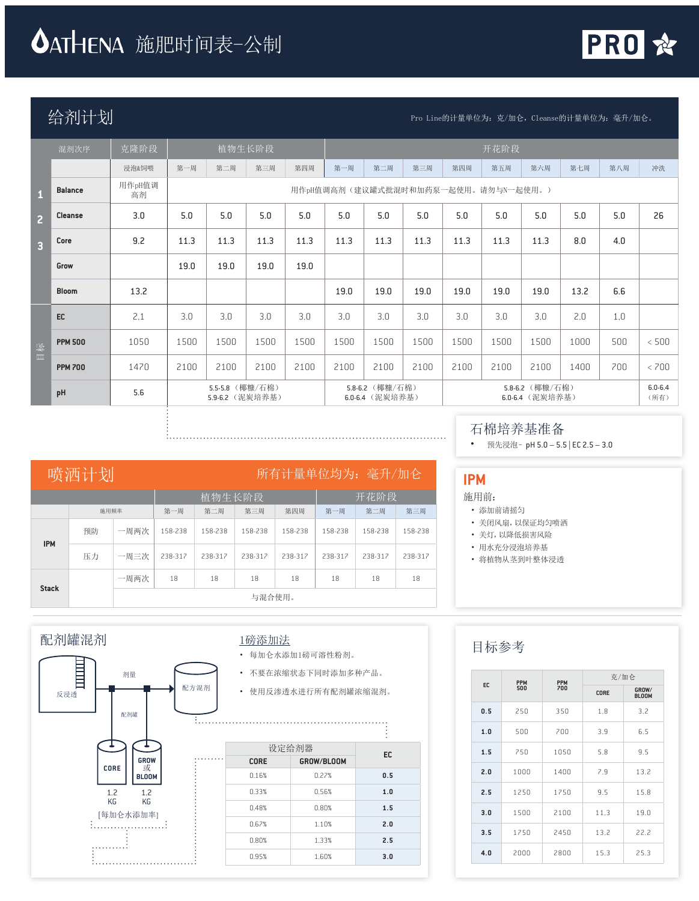# ATHENA 施肥时间表-公制

**PRO**

## 给剂计划

Pro Line的计量单位为：克/加仑，Cleanse的计量单位为：毫升/加仑。

| 混剂次序 | | 克隆阶段 | 植物生长阶段 | | | | 开花阶段 | | | | | | | | |
|---|---|---|---|---|---|---|---|---|---|---|---|---|---|---|---|
| | | 浸泡&饲喂 | 第一周 | 第二周 | 第三周 | 第四周 | 第一周 | 第二周 | 第三周 | 第四周 | 第五周 | 第六周 | 第七周 | 第八周 | 冲洗 |
| 1 | Balance | 用作pH值调高剂 | 用作pH值调高剂（建议罐式批混时和加药泵一起使用。请勿与N一起使用。） | | | | | | | | | | | | |
| 2 | Cleanse | 3.0 | 5.0 | 5.0 | 5.0 | 5.0 | 5.0 | 5.0 | 5.0 | 5.0 | 5.0 | 5.0 | 5.0 | 5.0 | 26 |
| 3 | Core | 9.2 | 11.3 | 11.3 | 11.3 | 11.3 | 11.3 | 11.3 | 11.3 | 11.3 | 11.3 | 11.3 | 8.0 | 4.0 | |
| | Grow | | 19.0 | 19.0 | 19.0 | 19.0 | | | | | | | | | |
| | Bloom | 13.2 | | | | | 19.0 | 19.0 | 19.0 | 19.0 | 19.0 | 19.0 | 13.2 | 6.6 | |
| 目标 | EC | 2.1 | 3.0 | 3.0 | 3.0 | 3.0 | 3.0 | 3.0 | 3.0 | 3.0 | 3.0 | 3.0 | 2.0 | 1.0 | |
| | PPM 500 | 1050 | 1500 | 1500 | 1500 | 1500 | 1500 | 1500 | 1500 | 1500 | 1500 | 1500 | 1000 | 500 | < 500 |
| | PPM 700 | 1470 | 2100 | 2100 | 2100 | 2100 | 2100 | 2100 | 2100 | 2100 | 2100 | 2100 | 1400 | 700 | < 700 |
| | pH | 5.6 | 5.5-5.8（椰糠/石棉）5.9-6.2（泥炭培养基） | | | | 5.8-6.2（椰糠/石棉）6.0-6.4（泥炭培养基） | | | | 5.8-6.2（椰糠/石棉）6.0-6.4（泥炭培养基） | | | | 6.0-6.4（所有） |

## 石棉培养基准备

- 预先浸泡 - pH 5.0 – 5.5 | EC 2.5 – 3.0

## 喷洒计划

所有计量单位均为：毫升/加仑

| | | 施用频率 | 植物生长阶段 第一周 | 第二周 | 第三周 | 第四周 | 开花阶段 第一周 | 第二周 | 第三周 |
|---|---|---|---|---|---|---|---|---|---|
| IPM | 预防 | 一周两次 | 158-238 | 158-238 | 158-238 | 158-238 | 158-238 | 158-238 | 158-238 |
| | 压力 | 一周三次 | 238-317 | 238-317 | 238-317 | 238-317 | 238-317 | 238-317 | 238-317 |
| Stack | | 一周两次 | 18 | 18 | 18 | 18 | 18 | 18 | 18 |
| | | 与混合使用。 | | | | | | | |

## IPM

施用前：

- 添加前请摇匀
- 关闭风扇，以保证均匀喷洒
- 关灯，以降低损害风险
- 用水充分浸泡培养基
- 将植物从茎到叶整体浸透

## 配剂罐混剂

反渗透 → 剂量 → 配方混剂

配剂罐：CORE 1.2 KG；GROW 或 BLOOM 1.2 KG

[每加仑水添加率]

### 1磅添加法

- 每加仑水添加1磅可溶性粉剂。
- 不要在浓缩状态下同时添加多种产品。
- 使用反渗透水进行所有配剂罐浓缩混剂。

| 设定给剂器 CORE | GROW/BLOOM | EC |
|---|---|---|
| 0.16% | 0.27% | 0.5 |
| 0.33% | 0.56% | 1.0 |
| 0.48% | 0.80% | 1.5 |
| 0.67% | 1.10% | 2.0 |
| 0.80% | 1.33% | 2.5 |
| 0.95% | 1.60% | 3.0 |

## 目标参考

| EC | PPM 500 | PPM 700 | 克/加仑 CORE | GROW/BLOOM |
|---|---|---|---|---|
| 0.5 | 250 | 350 | 1.8 | 3.2 |
| 1.0 | 500 | 700 | 3.9 | 6.5 |
| 1.5 | 750 | 1050 | 5.8 | 9.5 |
| 2.0 | 1000 | 1400 | 7.9 | 13.2 |
| 2.5 | 1250 | 1750 | 9.5 | 15.8 |
| 3.0 | 1500 | 2100 | 11.3 | 19.0 |
| 3.5 | 1750 | 2450 | 13.2 | 22.2 |
| 4.0 | 2000 | 2800 | 15.3 | 25.3 |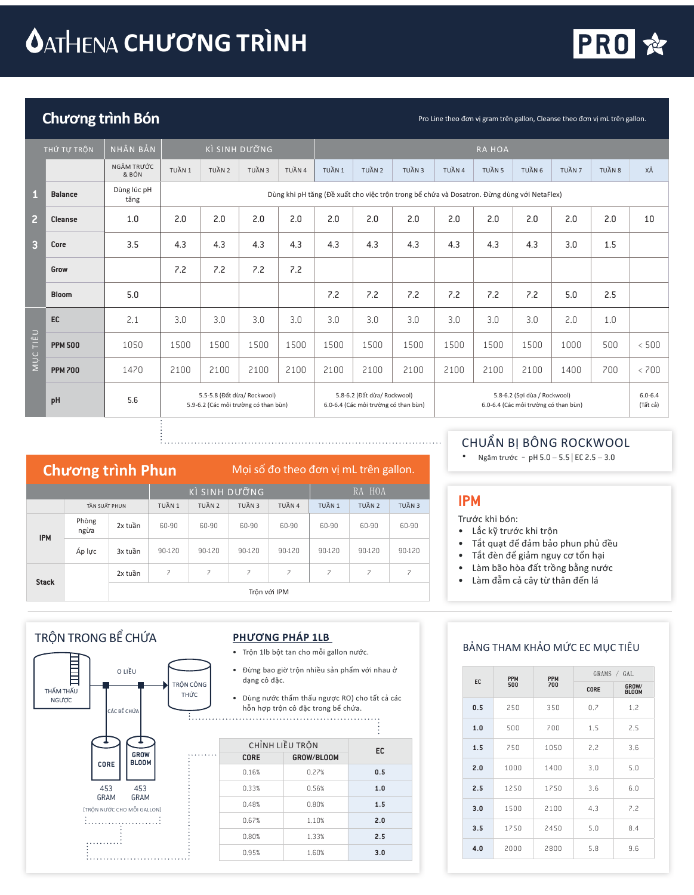# ATHENA CHƯƠNG TRÌNH PRO

## Chương trình Bón

Pro Line theo đơn vị gram trên gallon, Cleanse theo đơn vị mL trên gallon.

| THỨ TỰ TRỘN | | NHÂN BẢN | KÌ SINH DƯỠNG | | | | RA HOA | | | | | | | | |
|---|---|---|---|---|---|---|---|---|---|---|---|---|---|---|---|
| | | NGÂM TRƯỚC & BÓN | TUẦN 1 | TUẦN 2 | TUẦN 3 | TUẦN 4 | TUẦN 1 | TUẦN 2 | TUẦN 3 | TUẦN 4 | TUẦN 5 | TUẦN 6 | TUẦN 7 | TUẦN 8 | XẢ |
| 1 | Balance | Dùng lúc pH tăng | Dùng khi pH tăng (Đề xuất cho việc trộn trong bể chứa và Dosatron. Đừng dùng với NetaFlex) | | | | | | | | | | | | |
| 2 | Cleanse | 1.0 | 2.0 | 2.0 | 2.0 | 2.0 | 2.0 | 2.0 | 2.0 | 2.0 | 2.0 | 2.0 | 2.0 | 2.0 | 10 |
| 3 | Core | 3.5 | 4.3 | 4.3 | 4.3 | 4.3 | 4.3 | 4.3 | 4.3 | 4.3 | 4.3 | 4.3 | 3.0 | 1.5 | |
| | Grow | | 7.2 | 7.2 | 7.2 | 7.2 | | | | | | | | | |
| | Bloom | 5.0 | | | | | 7.2 | 7.2 | 7.2 | 7.2 | 7.2 | 7.2 | 5.0 | 2.5 | |
| MỤC TIÊU | EC | 2.1 | 3.0 | 3.0 | 3.0 | 3.0 | 3.0 | 3.0 | 3.0 | 3.0 | 3.0 | 3.0 | 2.0 | 1.0 | |
| | PPM 500 | 1050 | 1500 | 1500 | 1500 | 1500 | 1500 | 1500 | 1500 | 1500 | 1500 | 1500 | 1000 | 500 | < 500 |
| | PPM 700 | 1470 | 2100 | 2100 | 2100 | 2100 | 2100 | 2100 | 2100 | 2100 | 2100 | 2100 | 1400 | 700 | < 700 |
| | pH | 5.6 | 5.5-5.8 (Đất dừa/ Rockwool) 5.9-6.2 (Các môi trường có than bùn) | | | | 5.8-6.2 (Đất dừa/ Rockwool) 6.0-6.4 (Các môi trường có than bùn) | | | 5.8-6.2 (Sợi dừa / Rockwool) 6.0-6.4 (Các môi trường có than bùn) | | | | | 6.0-6.4 (Tất cả) |

## CHUẨN BỊ BÔNG ROCKWOOL

- Ngâm trước – pH 5.0 – 5.5 | EC 2.5 – 3.0

## Chương trình Phun

Mọi số đo theo đơn vị mL trên gallon.

| | | TẦN SUẤT PHUN | KÌ SINH DƯỠNG | | | | RA HOA | | |
|---|---|---|---|---|---|---|---|---|---|
| | | | TUẦN 1 | TUẦN 2 | TUẦN 3 | TUẦN 4 | TUẦN 1 | TUẦN 2 | TUẦN 3 |
| IPM | Phòng ngừa | 2x tuần | 60-90 | 60-90 | 60-90 | 60-90 | 60-90 | 60-90 | 60-90 |
| | Áp lực | 3x tuần | 90-120 | 90-120 | 90-120 | 90-120 | 90-120 | 90-120 | 90-120 |
| Stack | | 2x tuần | 7 | 7 | 7 | 7 | 7 | 7 | 7 |
| | | Trộn với IPM | | | | | | | |

## IPM

Trước khi bón:

- Lắc kỹ trước khi trộn
- Tắt quạt để đảm bảo phun phủ đều
- Tắt đèn để giảm nguy cơ tổn hại
- Làm bão hòa đất trồng bằng nước
- Làm đẫm cả cây từ thân đến lá

## TRỘN TRONG BỂ CHỨA

THẨM THẤU NGƯỢC → O LIỀU → TRỘN CÔNG THỨC

CÁC BỂ CHỨA: CORE 453 GRAM; GROW BLOOM 453 GRAM

[TRỘN NƯỚC CHO MỖI GALLON]

## PHƯƠNG PHÁP 1LB

- Trộn 1lb bột tan cho mỗi gallon nước.
- Đừng bao giờ trộn nhiều sản phẩm với nhau ở dạng cô đặc.
- Dùng nước thẩm thấu ngược RO) cho tất cả các hỗn hợp trộn cô đặc trong bể chứa.

| CHỈNH LIỀU TRỘN | | EC |
|---|---|---|
| CORE | GROW/BLOOM | |
| 0.16% | 0.27% | 0.5 |
| 0.33% | 0.56% | 1.0 |
| 0.48% | 0.80% | 1.5 |
| 0.67% | 1.10% | 2.0 |
| 0.80% | 1.33% | 2.5 |
| 0.95% | 1.60% | 3.0 |

## BẢNG THAM KHẢO MỨC EC MỤC TIÊU

| EC | PPM 500 | PPM 700 | GRAMS / GAL | |
|---|---|---|---|---|
| | | | CORE | GROW/ BLOOM |
| 0.5 | 250 | 350 | 0.7 | 1.2 |
| 1.0 | 500 | 700 | 1.5 | 2.5 |
| 1.5 | 750 | 1050 | 2.2 | 3.6 |
| 2.0 | 1000 | 1400 | 3.0 | 5.0 |
| 2.5 | 1250 | 1750 | 3.6 | 6.0 |
| 3.0 | 1500 | 2100 | 4.3 | 7.2 |
| 3.5 | 1750 | 2450 | 5.0 | 8.4 |
| 4.0 | 2000 | 2800 | 5.8 | 9.6 |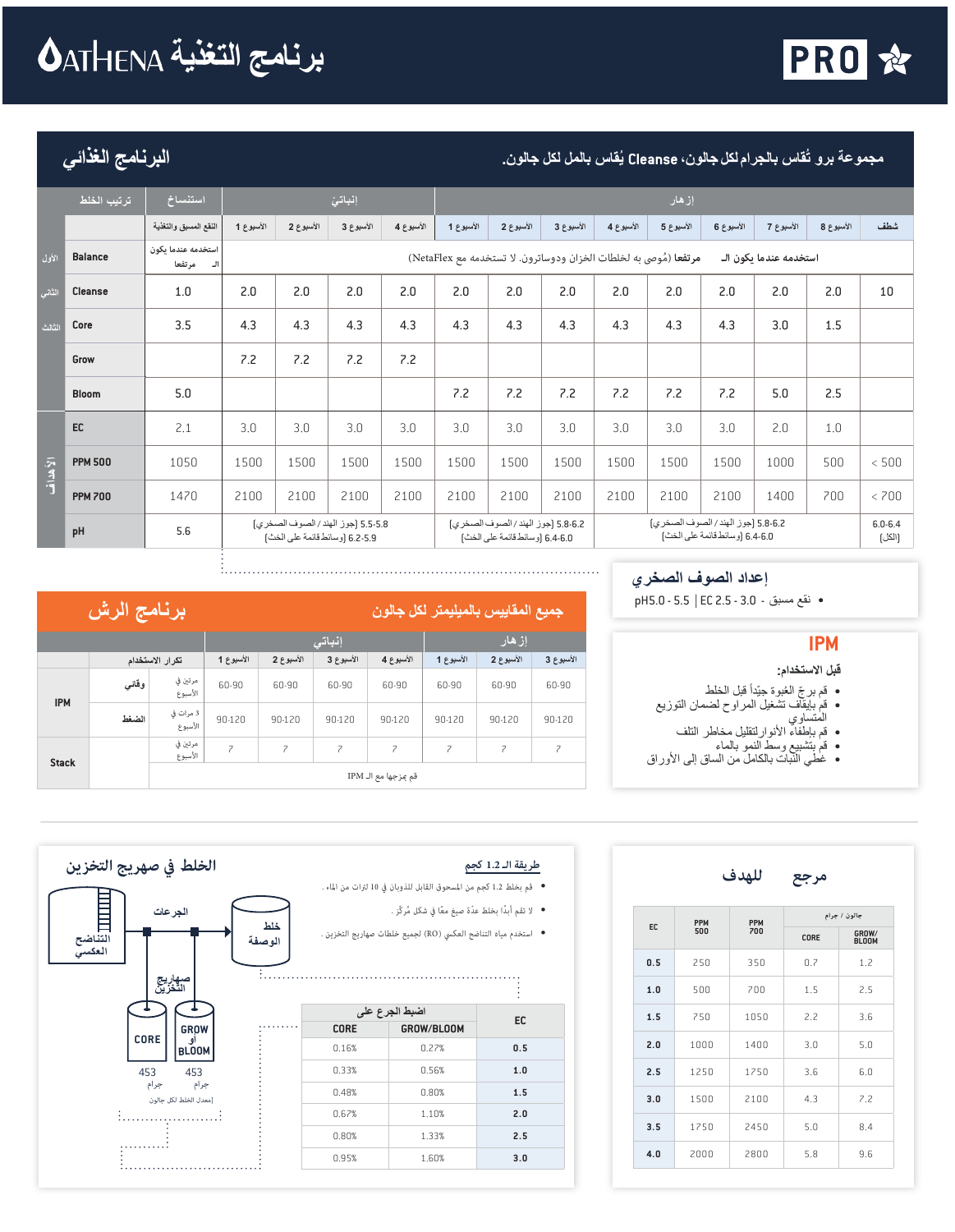# ATHENA برنامج التغذية PRO

## البرنامج الغذائي

مجموعة برو تُقاس بالجرام لكل جالون، Cleanse يُقاس بالمل لكل جالون.

| | ترتيب الخلط | استنساخ | إنباتي | | | | إزهار | | | | | | | | |
|---|---|---|---|---|---|---|---|---|---|---|---|---|---|---|---|
| | | النقع المسبق والتغذية | الأسبوع 1 | الأسبوع 2 | الأسبوع 3 | الأسبوع 4 | الأسبوع 1 | الأسبوع 2 | الأسبوع 3 | الأسبوع 4 | الأسبوع 5 | الأسبوع 6 | الأسبوع 7 | الأسبوع 8 | شطف |
| الأول | Balance | استخدمه عندما يكون الـ مرتفعا | استخدمه عندما يكون الـ مرتفعا (مُوصى به لخلطات الخزان ودوساترون. لا تستخدمه مع NetaFlex) | | | | | | | | | | | | |
| الثاني | Cleanse | 1.0 | 2.0 | 2.0 | 2.0 | 2.0 | 2.0 | 2.0 | 2.0 | 2.0 | 2.0 | 2.0 | 2.0 | 2.0 | 10 |
| الثالث | Core | 3.5 | 4.3 | 4.3 | 4.3 | 4.3 | 4.3 | 4.3 | 4.3 | 4.3 | 4.3 | 4.3 | 3.0 | 1.5 | |
| | Grow | | 7.2 | 7.2 | 7.2 | 7.2 | | | | | | | | | |
| | Bloom | 5.0 | | | | | 7.2 | 7.2 | 7.2 | 7.2 | 7.2 | 7.2 | 5.0 | 2.5 | |
| الأهداف | EC | 2.1 | 3.0 | 3.0 | 3.0 | 3.0 | 3.0 | 3.0 | 3.0 | 3.0 | 3.0 | 3.0 | 2.0 | 1.0 | |
| | PPM 500 | 1050 | 1500 | 1500 | 1500 | 1500 | 1500 | 1500 | 1500 | 1500 | 1500 | 1500 | 1000 | 500 | < 500 |
| | PPM 700 | 1470 | 2100 | 2100 | 2100 | 2100 | 2100 | 2100 | 2100 | 2100 | 2100 | 2100 | 1400 | 700 | < 700 |
| | pH | 5.6 | 5.5-5.8 [جوز الهند / الصوف الصخري] 5.9-6.2 [وسائط قائمة على الخث] | | | | 5.8-6.2 [جوز الهند / الصوف الصخري] 6.0-6.4 [وسائط قائمة على الخث] | | | | 5.8-6.2 [جوز الهند / الصوف الصخري] 6.0-6.4 [وسائط قائمة على الخث] | | | | 6.0-6.4 [الكل] |

## إعداد الصوف الصخري

- نقع مسبق - pH5.0 - 5.5 | EC 2.5 - 3.0

## برنامج الرش

جميع المقاييس بالميليمتر لكل جالون

| | | تكرار الاستخدام | إنباتي | | | | إزهار | | |
|---|---|---|---|---|---|---|---|---|---|
| | | | الأسبوع 1 | الأسبوع 2 | الأسبوع 3 | الأسبوع 4 | الأسبوع 1 | الأسبوع 2 | الأسبوع 3 |
| IPM | وقائي | مرتين في الأسبوع | 60-90 | 60-90 | 60-90 | 60-90 | 60-90 | 60-90 | 60-90 |
| | الضغط | 3 مرات في الأسبوع | 90-120 | 90-120 | 90-120 | 90-120 | 90-120 | 90-120 | 90-120 |
| Stack | | مرتين في الأسبوع | 7 | 7 | 7 | 7 | 7 | 7 | 7 |
| | | | قم بمزجها مع الـ IPM | | | | | | |

## IPM

**قبل الاستخدام:**

- قم برج العُبوة جيّداً قبل الخلط
- قم بإيقاف تشغيل المراوح لضمان التوزيع المتساوي
- قم بإطفاء الأنوار لتقليل مخاطر التلف
- قم بتشبيع وسط النمو بالماء
- غطِّ النبات بالكامل من الساق إلى الأوراق

## الخلط في صهريج التخزين

التناضح العكسي — الجرعات — خلط الوصفة — صهاريج التخزين: CORE، GROW أو BLOOM

453 جرام — 453 جرام

[معدل الخلط لكل جالون]

### طريقة الـ 1.2 كجم

- قم بخلط 1.2 كجم من المسحوق القابل للذوبان في 10 لترات من الماء.
- لا تقم أبدًا بخلط عدّة صيغ معًا في شكل مُركّز.
- استخدم مياه التناضح العكسي (RO) لجميع خلطات صهاريج التخزين.

| EC | اضبط الجرع على CORE | GROW/BLOOM |
|---|---|---|
| 0.5 | 0.16% | 0.27% |
| 1.0 | 0.33% | 0.56% |
| 1.5 | 0.48% | 0.80% |
| 2.0 | 0.67% | 1.10% |
| 2.5 | 0.80% | 1.33% |
| 3.0 | 0.95% | 1.60% |

## مرجع للهدف

| EC | PPM 500 | PPM 700 | جرام / جالون CORE | GROW/BLOOM |
|---|---|---|---|---|
| 0.5 | 250 | 350 | 0.7 | 1.2 |
| 1.0 | 500 | 700 | 1.5 | 2.5 |
| 1.5 | 750 | 1050 | 2.2 | 3.6 |
| 2.0 | 1000 | 1400 | 3.0 | 5.0 |
| 2.5 | 1250 | 1750 | 3.6 | 6.0 |
| 3.0 | 1500 | 2100 | 4.3 | 7.2 |
| 3.5 | 1750 | 2450 | 5.0 | 8.4 |
| 4.0 | 2000 | 2800 | 5.8 | 9.6 |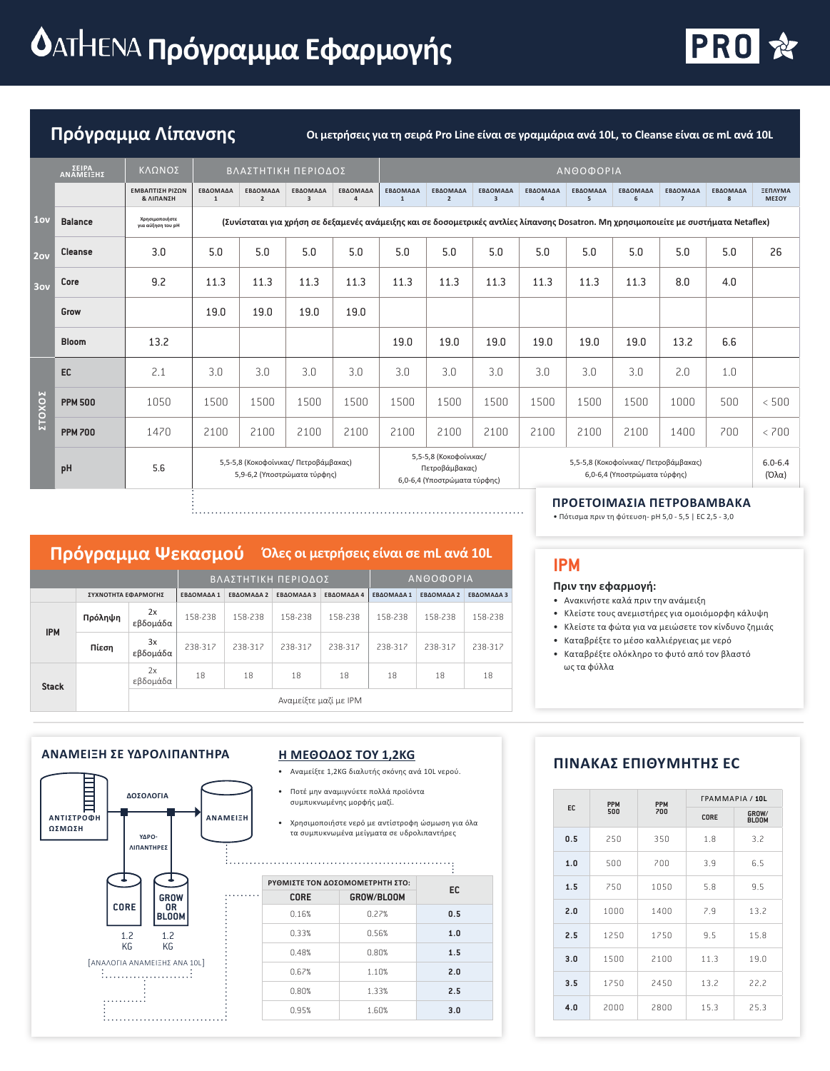# ATHENA Πρόγραμμα Εφαρμογής

PRO

## Πρόγραμμα Λίπανσης

Οι μετρήσεις για τη σειρά Pro Line είναι σε γραμμάρια ανά 10L, το Cleanse είναι σε mL ανά 10L

| ΣΕΙΡΑ ΑΝΑΜΕΙΞΗΣ | | ΚΛΩΝΟΣ | ΒΛΑΣΤΗΤΙΚΗ ΠΕΡΙΟΔΟΣ | | | | ΑΝΘΟΦΟΡΙΑ | | | | | | | | |
|---|---|---|---|---|---|---|---|---|---|---|---|---|---|---|---|
| | | ΕΜΒΑΠΤΙΣΗ ΡΙΖΩΝ & ΛΙΠΑΝΣΗ | ΕΒΔΟΜΑΔΑ 1 | ΕΒΔΟΜΑΔΑ 2 | ΕΒΔΟΜΑΔΑ 3 | ΕΒΔΟΜΑΔΑ 4 | ΕΒΔΟΜΑΔΑ 1 | ΕΒΔΟΜΑΔΑ 2 | ΕΒΔΟΜΑΔΑ 3 | ΕΒΔΟΜΑΔΑ 4 | ΕΒΔΟΜΑΔΑ 5 | ΕΒΔΟΜΑΔΑ 6 | ΕΒΔΟΜΑΔΑ 7 | ΕΒΔΟΜΑΔΑ 8 | ΞΕΠΛΥΜΑ ΜΕΣΟΥ |
| 1ον | Balance | Χρησιμοποιήστε για αύξηση του pH | (Συνίσταται για χρήση σε δεξαμενές ανάμειξης και σε δοσομετρικές αντλίες λίπανσης Dosatron. Μη χρησιμοποιείτε με συστήματα Netaflex) | | | | | | | | | | | | |
| 2ον | Cleanse | 3.0 | 5.0 | 5.0 | 5.0 | 5.0 | 5.0 | 5.0 | 5.0 | 5.0 | 5.0 | 5.0 | 5.0 | 5.0 | 26 |
| 3ον | Core | 9.2 | 11.3 | 11.3 | 11.3 | 11.3 | 11.3 | 11.3 | 11.3 | 11.3 | 11.3 | 11.3 | 8.0 | 4.0 | |
| | Grow | | 19.0 | 19.0 | 19.0 | 19.0 | | | | | | | | | |
| | Bloom | 13.2 | | | | | 19.0 | 19.0 | 19.0 | 19.0 | 19.0 | 19.0 | 13.2 | 6.6 | |
| ΣΤΟΧΟΣ | EC | 2.1 | 3.0 | 3.0 | 3.0 | 3.0 | 3.0 | 3.0 | 3.0 | 3.0 | 3.0 | 3.0 | 2.0 | 1.0 | |
| | PPM 500 | 1050 | 1500 | 1500 | 1500 | 1500 | 1500 | 1500 | 1500 | 1500 | 1500 | 1500 | 1000 | 500 | < 500 |
| | PPM 700 | 1470 | 2100 | 2100 | 2100 | 2100 | 2100 | 2100 | 2100 | 2100 | 2100 | 2100 | 1400 | 700 | < 700 |
| | pH | 5.6 | 5,5-5,8 (Κοκοφοίνικας/ Πετροβάμβακας) 5,9-6,2 (Υποστρώματα τύρφης) | | | | 5,5-5,8 (Κοκοφοίνικας/ Πετροβάμβακας) 6,0-6,4 (Υποστρώματα τύρφης) | | 5,5-5,8 (Κοκοφοίνικας/ Πετροβάμβακας) 6,0-6,4 (Υποστρώματα τύρφης) | | | | | | 6.0-6.4 (Όλα) |

### ΠΡΟΕΤΟΙΜΑΣΙΑ ΠΕΤΡΟΒΑΜΒΑΚΑ

- Πότισμα πριν τη φύτευση- pH 5,0 - 5,5 | EC 2,5 - 3,0

## Πρόγραμμα Ψεκασμού

Όλες οι μετρήσεις είναι σε mL ανά 10L

| | | ΣΥΧΝΟΤΗΤΑ ΕΦΑΡΜΟΓΗΣ | ΒΛΑΣΤΗΤΙΚΗ ΠΕΡΙΟΔΟΣ ΕΒΔΟΜΑΔΑ 1 | ΕΒΔΟΜΑΔΑ 2 | ΕΒΔΟΜΑΔΑ 3 | ΕΒΔΟΜΑΔΑ 4 | ΑΝΘΟΦΟΡΙΑ ΕΒΔΟΜΑΔΑ 1 | ΕΒΔΟΜΑΔΑ 2 | ΕΒΔΟΜΑΔΑ 3 |
|---|---|---|---|---|---|---|---|---|---|
| IPM | Πρόληψη | 2x εβδομάδα | 158-238 | 158-238 | 158-238 | 158-238 | 158-238 | 158-238 | 158-238 |
| | Πίεση | 3x εβδομάδα | 238-317 | 238-317 | 238-317 | 238-317 | 238-317 | 238-317 | 238-317 |
| Stack | | 2x εβδομάδα | 18 | 18 | 18 | 18 | 18 | 18 | 18 |
| | | Αναμείξτε μαζί με IPM | | | | | | | |

## IPM

**Πριν την εφαρμογή:**

- Ανακινήστε καλά πριν την ανάμειξη
- Κλείστε τους ανεμιστήρες για ομοιόμορφη κάλυψη
- Κλείστε τα φώτα για να μειώσετε τον κίνδυνο ζημιάς
- Καταβρέξτε το μέσο καλλιέργειας με νερό
- Καταβρέξτε ολόκληρο το φυτό από τον βλαστό ως τα φύλλα

## ΑΝΑΜΕΙΞΗ ΣΕ ΥΔΡΟΛΙΠΑΝΤΗΡΑ

ΑΝΤΙΣΤΡΟΦΗ ΩΣΜΩΣΗ → ΔΟΣΟΛΟΓΙΑ → ΑΝΑΜΕΙΞΗ

ΥΔΡΟΛΙΠΑΝΤΗΡΕΣ: CORE 1.2 KG | GROW OR BLOOM 1.2 KG

[ΑΝΑΛΟΓΙΑ ΑΝΑΜΕΙΞΗΣ ΑΝΑ 10L]

## Η ΜΕΘΟΔΟΣ ΤΟΥ 1,2KG

- Αναμείξτε 1,2KG διαλυτής σκόνης ανά 10L νερού.
- Ποτέ μην αναμιγνύετε πολλά προϊόντα συμπυκνωμένης μορφής μαζί.
- Χρησιμοποιήστε νερό με αντίστροφη ώσμωση για όλα τα συμπυκνωμένα μείγματα σε υδρολιπαντήρες

| ΡΥΘΜΙΣΤΕ ΤΟΝ ΔΟΣΟΜΕΤΡΗΤΗ ΣΤΟ: CORE | GROW/BLOOM | EC |
|---|---|---|
| 0.16% | 0.27% | 0.5 |
| 0.33% | 0.56% | 1.0 |
| 0.48% | 0.80% | 1.5 |
| 0.67% | 1.10% | 2.0 |
| 0.80% | 1.33% | 2.5 |
| 0.95% | 1.60% | 3.0 |

## ΠΙΝΑΚΑΣ ΕΠΙΘΥΜΗΤΗΣ EC

| EC | PPM 500 | PPM 700 | ΓΡΑΜΜΑΡΙΑ / 10L CORE | GROW/ BLOOM |
|---|---|---|---|---|
| 0.5 | 250 | 350 | 1.8 | 3.2 |
| 1.0 | 500 | 700 | 3.9 | 6.5 |
| 1.5 | 750 | 1050 | 5.8 | 9.5 |
| 2.0 | 1000 | 1400 | 7.9 | 13.2 |
| 2.5 | 1250 | 1750 | 9.5 | 15.8 |
| 3.0 | 1500 | 2100 | 11.3 | 19.0 |
| 3.5 | 1750 | 2450 | 13.2 | 22.2 |
| 4.0 | 2000 | 2800 | 15.3 | 25.3 |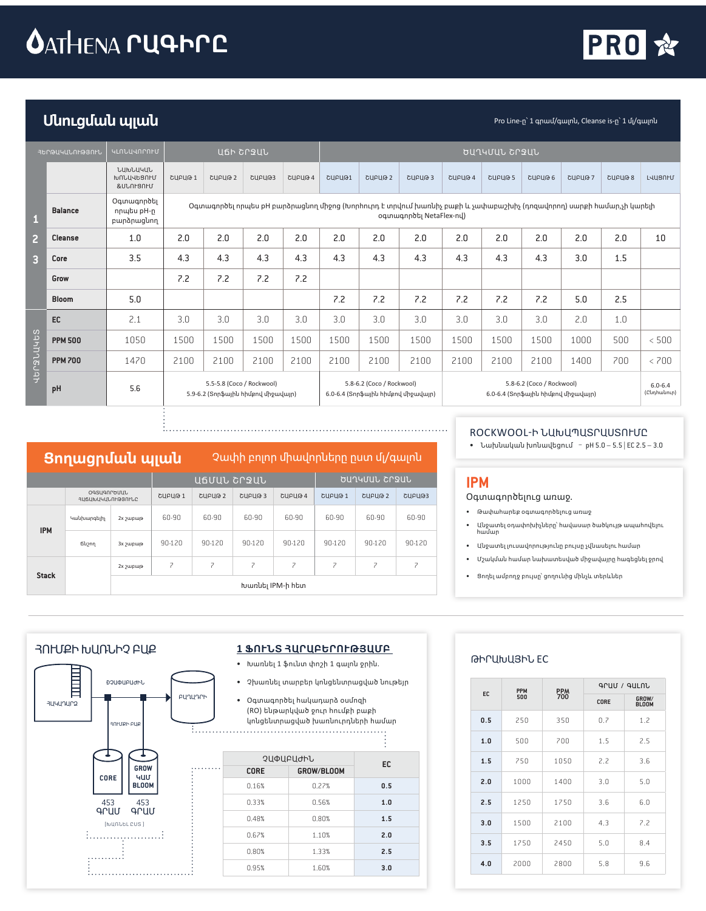# ATHENA ԲԱԶԻՍԸ

PRO

## Սնուցման պլան

Pro Line-ը՝ 1 գրամ/գալոն, Cleanse is-ը՝ 1 մլ/գալոն

| ՀԵՐԹԱԿԱՆՈՒԹՅՈՒՆ | ԿԼՈՆԱՎՈՐՈՒՄ | ԱՃԻ ՇՐՋԱՆ | | | | ԾԱՂԿՄԱՆ ՇՐՋԱՆ | | | | | | | | |
|---|---|---|---|---|---|---|---|---|---|---|---|---|---|---|
| | ՆԱԽՆԱԿԱՆ ԽՈՆԱՎԵՑՈՒՄ ՃԱՆՈՒՑՈՒՄ | ՇԱԲԱԹ 1 | ՇԱԲԱԹ 2 | ՇԱԲԱԹ3 | ՇԱԲԱԹ 4 | ՇԱԲԱԹ1 | ՇԱԲԱԹ 2 | ՇԱԲԱԹ 3 | ՇԱԲԱԹ 4 | ՇԱԲԱԹ 5 | ՇԱԲԱԹ 6 | ՇԱԲԱԹ 7 | ՇԱԲԱԹ 8 | ԼՎԱՑՈՒՄ |
| 1 Balance | Օգտագործել որպես pH-ը բարձրացնող | Օգտագործել որպես pH բարձրացնող միջոց (խորհուրդ է տրվում խառնիչ բաքի և չափաբաշխիչ (դոզավորող) սարքի համար,չի կարելի օգտագործել NetaFlex-ով) | | | | | | | | | | | | |
| 2 Cleanse | 1.0 | 2.0 | 2.0 | 2.0 | 2.0 | 2.0 | 2.0 | 2.0 | 2.0 | 2.0 | 2.0 | 2.0 | 2.0 | 10 |
| 3 Core | 3.5 | 4.3 | 4.3 | 4.3 | 4.3 | 4.3 | 4.3 | 4.3 | 4.3 | 4.3 | 4.3 | 3.0 | 1.5 | |
| Grow | | 7.2 | 7.2 | 7.2 | 7.2 | | | | | | | | | |
| Bloom | 5.0 | | | | | 7.2 | 7.2 | 7.2 | 7.2 | 7.2 | 7.2 | 5.0 | 2.5 | |
| ԿԵՐԱԿՈՒՐ: EC | 2.1 | 3.0 | 3.0 | 3.0 | 3.0 | 3.0 | 3.0 | 3.0 | 3.0 | 3.0 | 3.0 | 2.0 | 1.0 | |
| PPM 500 | 1050 | 1500 | 1500 | 1500 | 1500 | 1500 | 1500 | 1500 | 1500 | 1500 | 1500 | 1000 | 500 | < 500 |
| PPM 700 | 1470 | 2100 | 2100 | 2100 | 2100 | 2100 | 2100 | 2100 | 2100 | 2100 | 2100 | 1400 | 700 | < 700 |
| pH | 5.6 | 5.5-5.8 (Coco / Rockwool) 5.9-6.2 (Տորֆային հիմքով միջավայր) | | | | 5.8-6.2 (Coco / Rockwool) 6.0-6.4 (Տորֆային հիմքով միջավայր) | | | 5.8-6.2 (Coco / Rockwool) 6.0-6.4 (Տորֆային հիմքով միջավայր) | | | | | 6.0-6.4 (Ընդհանուր) |

## ROCKWOOL-Ի ՆԱԽԱՊԱՏՐԱՍՏՈՒՄԸ

- Նախնական խոնավեցում – pH 5.0 – 5.5 | EC 2.5 – 3.0

## Ցողացրման պլան

Չափի բոլոր միավորները ըստ մլ/գալոն

| | ՕԳՏԱԳՈՐԾՄԱՆ ՀԱՃԱԽԱԿԱՆՈՒԹՅՈՒՆԸ | | ԱՃՄԱՆ ՇՐՋԱՆ | | | | ԾԱՂԿՄԱՆ ՇՐՋԱՆ | | |
|---|---|---|---|---|---|---|---|---|---|
| | | | ՇԱԲԱԹ 1 | ՇԱԲԱԹ 2 | ՇԱԲԱԹ 3 | ՇԱԲԱԹ 4 | ՇԱԲԱԹ 1 | ՇԱԲԱԹ 2 | ՇԱԲԱԹ3 |
| IPM | Կանխարգելիչ | 2x շաբաթ | 60-90 | 60-90 | 60-90 | 60-90 | 60-90 | 60-90 | 60-90 |
| | Ճնշող | 3x շաբաթ | 90-120 | 90-120 | 90-120 | 90-120 | 90-120 | 90-120 | 90-120 |
| Stack | | 2x շաբաթ | 7 | 7 | 7 | 7 | 7 | 7 | 7 |
| | | խառնել IPM-ի հետ | | | | | | | |

## IPM

Օգտագործելուց առաջ.

- Թափահարեք օգտագործելուց առաջ
- Անջատել օդափոխիչները՝ հավասար ծածկույթ ապահովելու համար
- Անջատել լուսավորությունը բույսը չվնասելու համար
- Աշխման համար նախատեսված միջավայրը հագեցնել ջրով
- Ցողել ամբողջ բույսը՝ ցողունից մինչև տերևներ

## ՀՈՒՄՔԻ ԽԱՌՆԻՉ ԲԱՔ

ՀԱՎԿԱՐԳ — ԾԾՄԲԱՐԱՆԻ — ԲԱՂԱՐԻՐ

ՀՈՒՄՔԻ ԲԱՔ

CORE 453 ԳՐԱՄ | GROW ԿԱՄ BLOOM 453 ԳՐԱՄ

[ԽԱՌՆԵԼ ԸՍՏ ]

## 1 ՖՈՒՆՏ ՀԱՐԱԲԵՐՈՒԹՅԱՄԲ

- Խառնել 1 ֆունտ փոշի 1 գալոն ջրին.
- Չխառնել տարբեր կոնցենտրացված նյութերը
- Օգտագործել հակադարձ օսմոզի (RO) ենթարկված ջուր հումքի բաքի կոնցենտրացված խառնուրդների համար

| ՉԱՓԱԲԱԺԻՆ CORE | ՉԱՓԱԲԱԺԻՆ GROW/BLOOM | EC |
|---|---|---|
| 0.16% | 0.27% | 0.5 |
| 0.33% | 0.56% | 1.0 |
| 0.48% | 0.80% | 1.5 |
| 0.67% | 1.10% | 2.0 |
| 0.80% | 1.33% | 2.5 |
| 0.95% | 1.60% | 3.0 |

## ԹԻՐԱԽԱՅԻՆ EC

| EC | PPM 500 | PPM 700 | ԳՐԱՄ / ԳԱԼՈՆ CORE | ԳՐԱՄ / ԳԱԼՈՆ GROW/ BLOOM |
|---|---|---|---|---|
| 0.5 | 250 | 350 | 0.7 | 1.2 |
| 1.0 | 500 | 700 | 1.5 | 2.5 |
| 1.5 | 750 | 1050 | 2.2 | 3.6 |
| 2.0 | 1000 | 1400 | 3.0 | 5.0 |
| 2.5 | 1250 | 1750 | 3.6 | 6.0 |
| 3.0 | 1500 | 2100 | 4.3 | 7.2 |
| 3.5 | 1750 | 2450 | 5.0 | 8.4 |
| 4.0 | 2000 | 2800 | 5.8 | 9.6 |